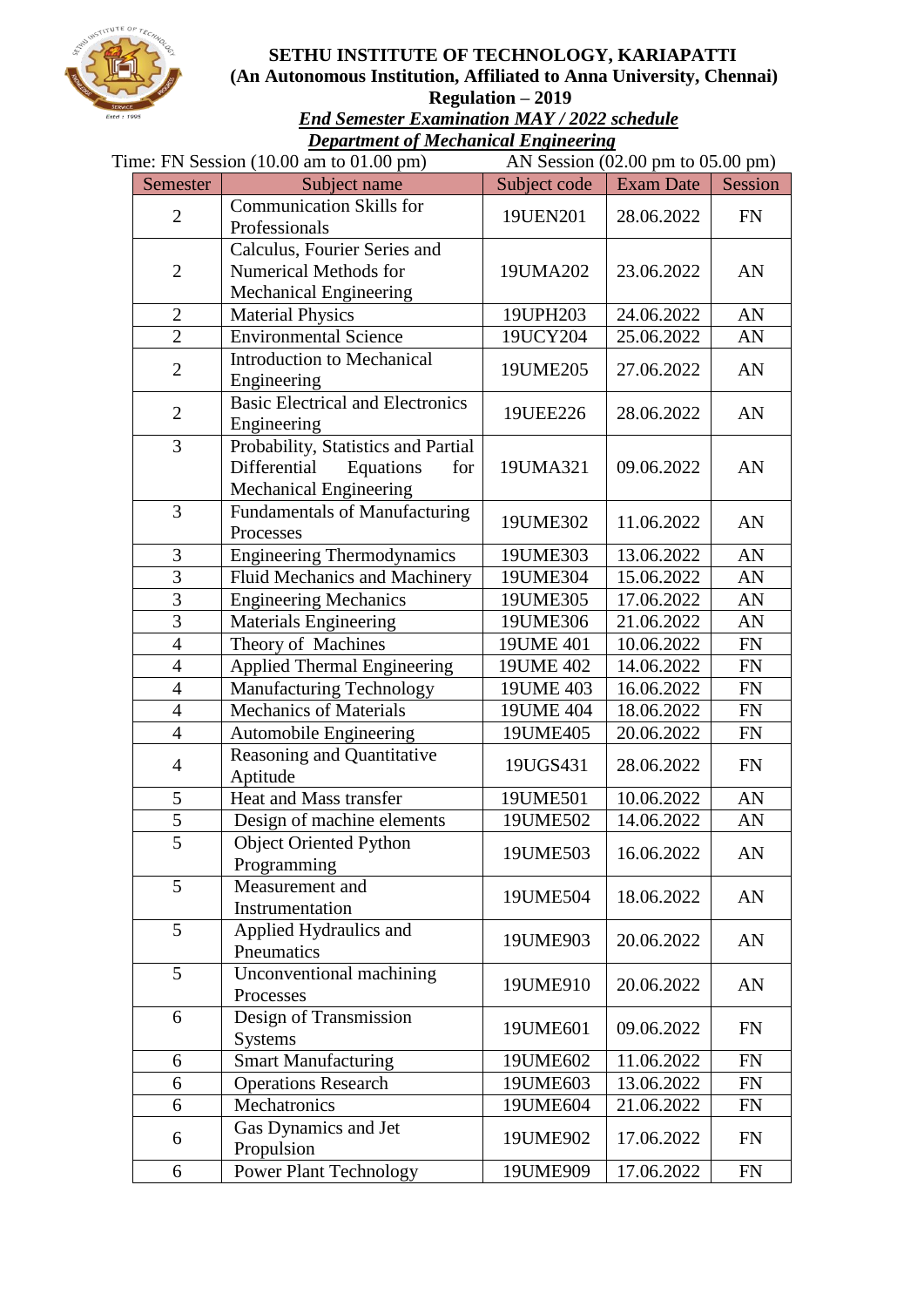# SETHU INSTITUTE OF TECHNOLOGY, KARIAPATTI

**(An Autonomous Institution, Affiliated to Anna University, Chennai)**

**Regulation – 2019**

***End Semester Examination MAY / 2022 schedule***

***Department of Mechanical Engineering***

Time: FN Session (10.00 am to 01.00 pm) AN Session (02.00 pm to 05.00 pm)

| Semester | Subject name | Subject code | Exam Date | Session |
|---|---|---|---|---|
| 2 | Communication Skills for Professionals | 19UEN201 | 28.06.2022 | FN |
| 2 | Calculus, Fourier Series and Numerical Methods for Mechanical Engineering | 19UMA202 | 23.06.2022 | AN |
| 2 | Material Physics | 19UPH203 | 24.06.2022 | AN |
| 2 | Environmental Science | 19UCY204 | 25.06.2022 | AN |
| 2 | Introduction to Mechanical Engineering | 19UME205 | 27.06.2022 | AN |
| 2 | Basic Electrical and Electronics Engineering | 19UEE226 | 28.06.2022 | AN |
| 3 | Probability, Statistics and Partial Differential Equations for Mechanical Engineering | 19UMA321 | 09.06.2022 | AN |
| 3 | Fundamentals of Manufacturing Processes | 19UME302 | 11.06.2022 | AN |
| 3 | Engineering Thermodynamics | 19UME303 | 13.06.2022 | AN |
| 3 | Fluid Mechanics and Machinery | 19UME304 | 15.06.2022 | AN |
| 3 | Engineering Mechanics | 19UME305 | 17.06.2022 | AN |
| 3 | Materials Engineering | 19UME306 | 21.06.2022 | AN |
| 4 | Theory of Machines | 19UME 401 | 10.06.2022 | FN |
| 4 | Applied Thermal Engineering | 19UME 402 | 14.06.2022 | FN |
| 4 | Manufacturing Technology | 19UME 403 | 16.06.2022 | FN |
| 4 | Mechanics of Materials | 19UME 404 | 18.06.2022 | FN |
| 4 | Automobile Engineering | 19UME405 | 20.06.2022 | FN |
| 4 | Reasoning and Quantitative Aptitude | 19UGS431 | 28.06.2022 | FN |
| 5 | Heat and Mass transfer | 19UME501 | 10.06.2022 | AN |
| 5 | Design of machine elements | 19UME502 | 14.06.2022 | AN |
| 5 | Object Oriented Python Programming | 19UME503 | 16.06.2022 | AN |
| 5 | Measurement and Instrumentation | 19UME504 | 18.06.2022 | AN |
| 5 | Applied Hydraulics and Pneumatics | 19UME903 | 20.06.2022 | AN |
| 5 | Unconventional machining Processes | 19UME910 | 20.06.2022 | AN |
| 6 | Design of Transmission Systems | 19UME601 | 09.06.2022 | FN |
| 6 | Smart Manufacturing | 19UME602 | 11.06.2022 | FN |
| 6 | Operations Research | 19UME603 | 13.06.2022 | FN |
| 6 | Mechatronics | 19UME604 | 21.06.2022 | FN |
| 6 | Gas Dynamics and Jet Propulsion | 19UME902 | 17.06.2022 | FN |
| 6 | Power Plant Technology | 19UME909 | 17.06.2022 | FN |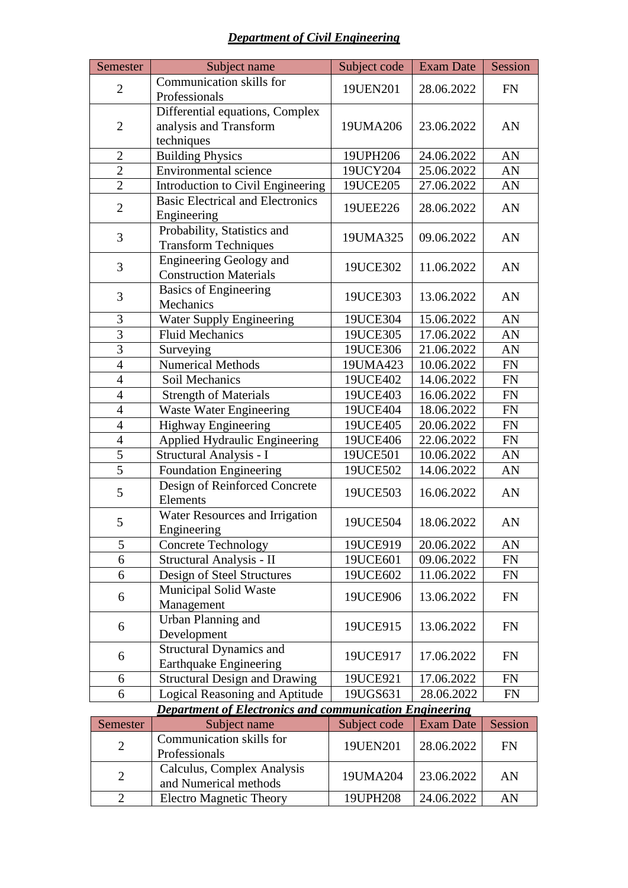## ***Department of Civil Engineering***

| Semester | Subject name | Subject code | Exam Date | Session |
|---|---|---|---|---|
| 2 | Communication skills for Professionals | 19UEN201 | 28.06.2022 | FN |
| 2 | Differential equations, Complex analysis and Transform techniques | 19UMA206 | 23.06.2022 | AN |
| 2 | Building Physics | 19UPH206 | 24.06.2022 | AN |
| 2 | Environmental science | 19UCY204 | 25.06.2022 | AN |
| 2 | Introduction to Civil Engineering | 19UCE205 | 27.06.2022 | AN |
| 2 | Basic Electrical and Electronics Engineering | 19UEE226 | 28.06.2022 | AN |
| 3 | Probability, Statistics and Transform Techniques | 19UMA325 | 09.06.2022 | AN |
| 3 | Engineering Geology and Construction Materials | 19UCE302 | 11.06.2022 | AN |
| 3 | Basics of Engineering Mechanics | 19UCE303 | 13.06.2022 | AN |
| 3 | Water Supply Engineering | 19UCE304 | 15.06.2022 | AN |
| 3 | Fluid Mechanics | 19UCE305 | 17.06.2022 | AN |
| 3 | Surveying | 19UCE306 | 21.06.2022 | AN |
| 4 | Numerical Methods | 19UMA423 | 10.06.2022 | FN |
| 4 | Soil Mechanics | 19UCE402 | 14.06.2022 | FN |
| 4 | Strength of Materials | 19UCE403 | 16.06.2022 | FN |
| 4 | Waste Water Engineering | 19UCE404 | 18.06.2022 | FN |
| 4 | Highway Engineering | 19UCE405 | 20.06.2022 | FN |
| 4 | Applied Hydraulic Engineering | 19UCE406 | 22.06.2022 | FN |
| 5 | Structural Analysis - I | 19UCE501 | 10.06.2022 | AN |
| 5 | Foundation Engineering | 19UCE502 | 14.06.2022 | AN |
| 5 | Design of Reinforced Concrete Elements | 19UCE503 | 16.06.2022 | AN |
| 5 | Water Resources and Irrigation Engineering | 19UCE504 | 18.06.2022 | AN |
| 5 | Concrete Technology | 19UCE919 | 20.06.2022 | AN |
| 6 | Structural Analysis - II | 19UCE601 | 09.06.2022 | FN |
| 6 | Design of Steel Structures | 19UCE602 | 11.06.2022 | FN |
| 6 | Municipal Solid Waste Management | 19UCE906 | 13.06.2022 | FN |
| 6 | Urban Planning and Development | 19UCE915 | 13.06.2022 | FN |
| 6 | Structural Dynamics and Earthquake Engineering | 19UCE917 | 17.06.2022 | FN |
| 6 | Structural Design and Drawing | 19UCE921 | 17.06.2022 | FN |
| 6 | Logical Reasoning and Aptitude | 19UGS631 | 28.06.2022 | FN |

## ***Department of Electronics and communication Engineering***

| Semester | Subject name | Subject code | Exam Date | Session |
|---|---|---|---|---|
| 2 | Communication skills for Professionals | 19UEN201 | 28.06.2022 | FN |
| 2 | Calculus, Complex Analysis and Numerical methods | 19UMA204 | 23.06.2022 | AN |
| 2 | Electro Magnetic Theory | 19UPH208 | 24.06.2022 | AN |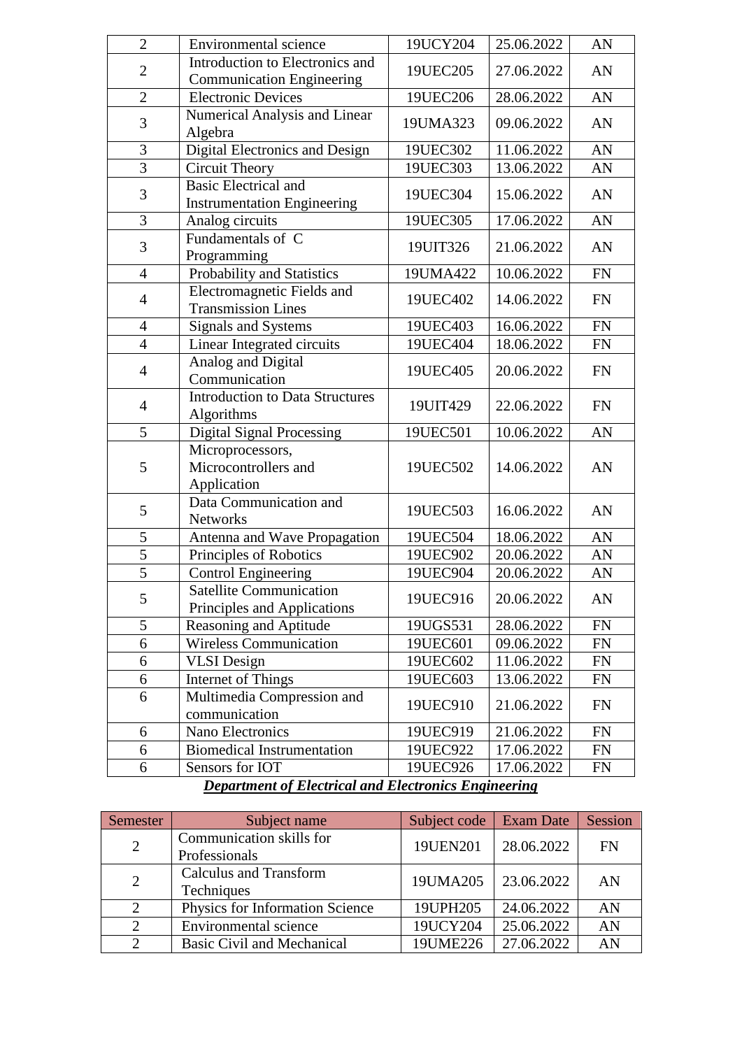| 2 | Environmental science | 19UCY204 | 25.06.2022 | AN |
|---|---|---|---|---|
| 2 | Introduction to Electronics and Communication Engineering | 19UEC205 | 27.06.2022 | AN |
| 2 | Electronic Devices | 19UEC206 | 28.06.2022 | AN |
| 3 | Numerical Analysis and Linear Algebra | 19UMA323 | 09.06.2022 | AN |
| 3 | Digital Electronics and Design | 19UEC302 | 11.06.2022 | AN |
| 3 | Circuit Theory | 19UEC303 | 13.06.2022 | AN |
| 3 | Basic Electrical and Instrumentation Engineering | 19UEC304 | 15.06.2022 | AN |
| 3 | Analog circuits | 19UEC305 | 17.06.2022 | AN |
| 3 | Fundamentals of C Programming | 19UIT326 | 21.06.2022 | AN |
| 4 | Probability and Statistics | 19UMA422 | 10.06.2022 | FN |
| 4 | Electromagnetic Fields and Transmission Lines | 19UEC402 | 14.06.2022 | FN |
| 4 | Signals and Systems | 19UEC403 | 16.06.2022 | FN |
| 4 | Linear Integrated circuits | 19UEC404 | 18.06.2022 | FN |
| 4 | Analog and Digital Communication | 19UEC405 | 20.06.2022 | FN |
| 4 | Introduction to Data Structures Algorithms | 19UIT429 | 22.06.2022 | FN |
| 5 | Digital Signal Processing | 19UEC501 | 10.06.2022 | AN |
| 5 | Microprocessors, Microcontrollers and Application | 19UEC502 | 14.06.2022 | AN |
| 5 | Data Communication and Networks | 19UEC503 | 16.06.2022 | AN |
| 5 | Antenna and Wave Propagation | 19UEC504 | 18.06.2022 | AN |
| 5 | Principles of Robotics | 19UEC902 | 20.06.2022 | AN |
| 5 | Control Engineering | 19UEC904 | 20.06.2022 | AN |
| 5 | Satellite Communication Principles and Applications | 19UEC916 | 20.06.2022 | AN |
| 5 | Reasoning and Aptitude | 19UGS531 | 28.06.2022 | FN |
| 6 | Wireless Communication | 19UEC601 | 09.06.2022 | FN |
| 6 | VLSI Design | 19UEC602 | 11.06.2022 | FN |
| 6 | Internet of Things | 19UEC603 | 13.06.2022 | FN |
| 6 | Multimedia Compression and communication | 19UEC910 | 21.06.2022 | FN |
| 6 | Nano Electronics | 19UEC919 | 21.06.2022 | FN |
| 6 | Biomedical Instrumentation | 19UEC922 | 17.06.2022 | FN |
| 6 | Sensors for IOT | 19UEC926 | 17.06.2022 | FN |

***Department of Electrical and Electronics Engineering***

| Semester | Subject name | Subject code | Exam Date | Session |
|---|---|---|---|---|
| 2 | Communication skills for Professionals | 19UEN201 | 28.06.2022 | FN |
| 2 | Calculus and Transform Techniques | 19UMA205 | 23.06.2022 | AN |
| 2 | Physics for Information Science | 19UPH205 | 24.06.2022 | AN |
| 2 | Environmental science | 19UCY204 | 25.06.2022 | AN |
| 2 | Basic Civil and Mechanical | 19UME226 | 27.06.2022 | AN |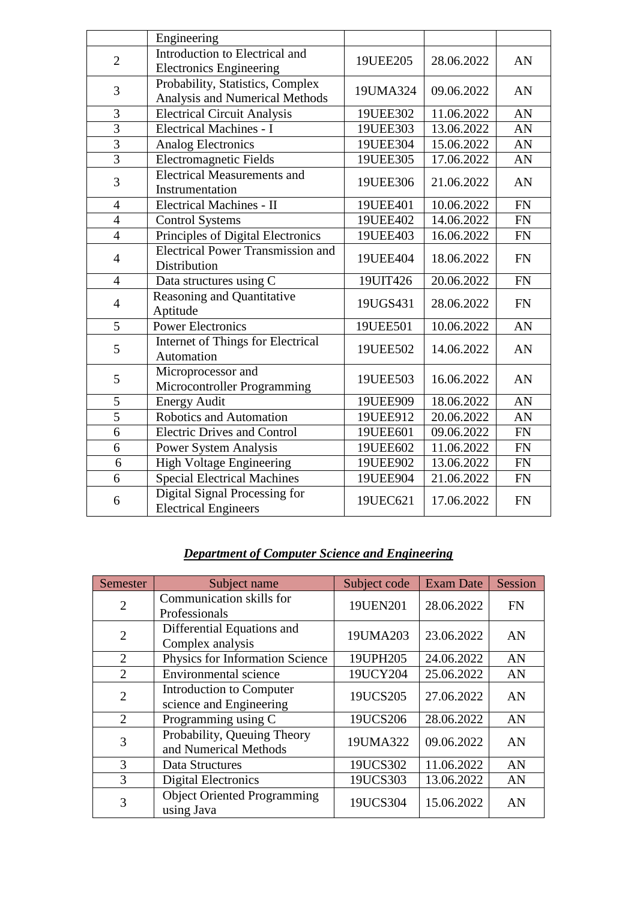|   | Engineering |   |   |   |
|---|---|---|---|---|
| 2 | Introduction to Electrical and Electronics Engineering | 19UEE205 | 28.06.2022 | AN |
| 3 | Probability, Statistics, Complex Analysis and Numerical Methods | 19UMA324 | 09.06.2022 | AN |
| 3 | Electrical Circuit Analysis | 19UEE302 | 11.06.2022 | AN |
| 3 | Electrical Machines - I | 19UEE303 | 13.06.2022 | AN |
| 3 | Analog Electronics | 19UEE304 | 15.06.2022 | AN |
| 3 | Electromagnetic Fields | 19UEE305 | 17.06.2022 | AN |
| 3 | Electrical Measurements and Instrumentation | 19UEE306 | 21.06.2022 | AN |
| 4 | Electrical Machines - II | 19UEE401 | 10.06.2022 | FN |
| 4 | Control Systems | 19UEE402 | 14.06.2022 | FN |
| 4 | Principles of Digital Electronics | 19UEE403 | 16.06.2022 | FN |
| 4 | Electrical Power Transmission and Distribution | 19UEE404 | 18.06.2022 | FN |
| 4 | Data structures using C | 19UIT426 | 20.06.2022 | FN |
| 4 | Reasoning and Quantitative Aptitude | 19UGS431 | 28.06.2022 | FN |
| 5 | Power Electronics | 19UEE501 | 10.06.2022 | AN |
| 5 | Internet of Things for Electrical Automation | 19UEE502 | 14.06.2022 | AN |
| 5 | Microprocessor and Microcontroller Programming | 19UEE503 | 16.06.2022 | AN |
| 5 | Energy Audit | 19UEE909 | 18.06.2022 | AN |
| 5 | Robotics and Automation | 19UEE912 | 20.06.2022 | AN |
| 6 | Electric Drives and Control | 19UEE601 | 09.06.2022 | FN |
| 6 | Power System Analysis | 19UEE602 | 11.06.2022 | FN |
| 6 | High Voltage Engineering | 19UEE902 | 13.06.2022 | FN |
| 6 | Special Electrical Machines | 19UEE904 | 21.06.2022 | FN |
| 6 | Digital Signal Processing for Electrical Engineers | 19UEC621 | 17.06.2022 | FN |

## ***Department of Computer Science and Engineering***

| Semester | Subject name | Subject code | Exam Date | Session |
|---|---|---|---|---|
| 2 | Communication skills for Professionals | 19UEN201 | 28.06.2022 | FN |
| 2 | Differential Equations and Complex analysis | 19UMA203 | 23.06.2022 | AN |
| 2 | Physics for Information Science | 19UPH205 | 24.06.2022 | AN |
| 2 | Environmental science | 19UCY204 | 25.06.2022 | AN |
| 2 | Introduction to Computer science and Engineering | 19UCS205 | 27.06.2022 | AN |
| 2 | Programming using C | 19UCS206 | 28.06.2022 | AN |
| 3 | Probability, Queuing Theory and Numerical Methods | 19UMA322 | 09.06.2022 | AN |
| 3 | Data Structures | 19UCS302 | 11.06.2022 | AN |
| 3 | Digital Electronics | 19UCS303 | 13.06.2022 | AN |
| 3 | Object Oriented Programming using Java | 19UCS304 | 15.06.2022 | AN |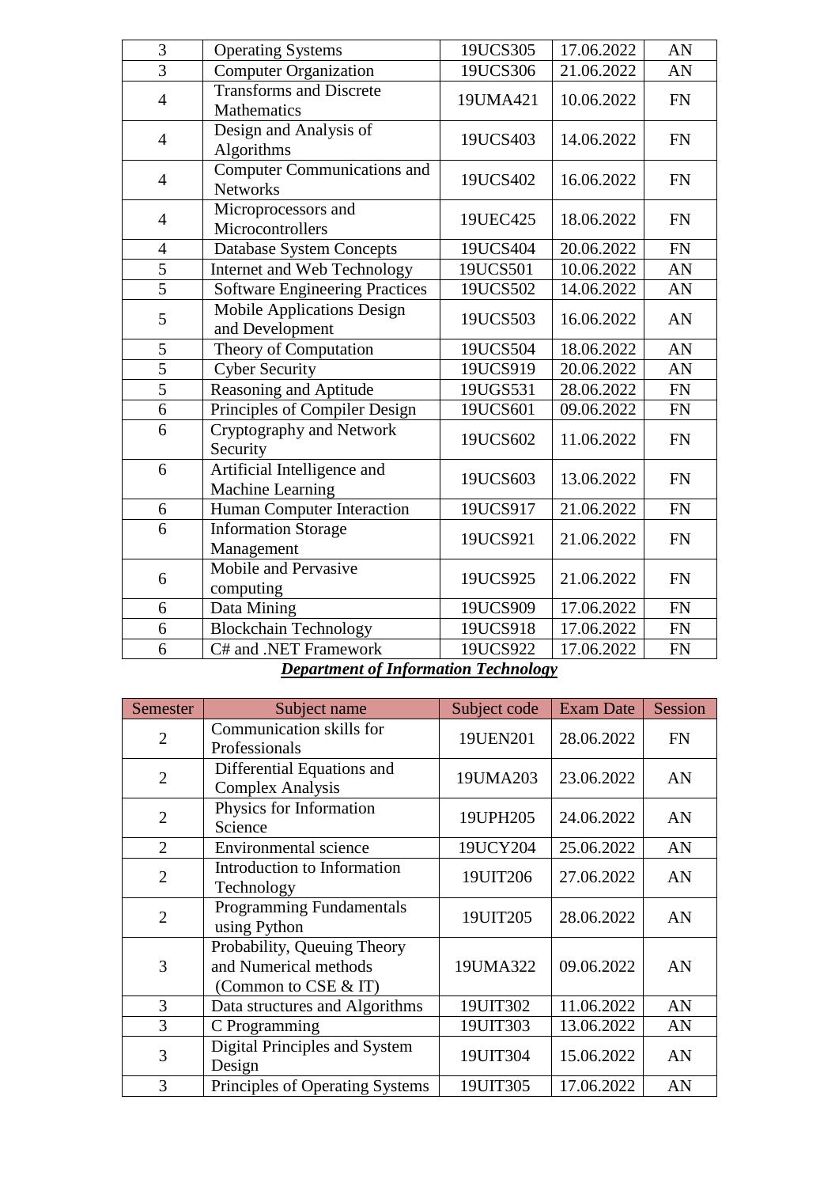| 3 | Operating Systems | 19UCS305 | 17.06.2022 | AN |
|---|---|---|---|---|
| 3 | Computer Organization | 19UCS306 | 21.06.2022 | AN |
| 4 | Transforms and Discrete Mathematics | 19UMA421 | 10.06.2022 | FN |
| 4 | Design and Analysis of Algorithms | 19UCS403 | 14.06.2022 | FN |
| 4 | Computer Communications and Networks | 19UCS402 | 16.06.2022 | FN |
| 4 | Microprocessors and Microcontrollers | 19UEC425 | 18.06.2022 | FN |
| 4 | Database System Concepts | 19UCS404 | 20.06.2022 | FN |
| 5 | Internet and Web Technology | 19UCS501 | 10.06.2022 | AN |
| 5 | Software Engineering Practices | 19UCS502 | 14.06.2022 | AN |
| 5 | Mobile Applications Design and Development | 19UCS503 | 16.06.2022 | AN |
| 5 | Theory of Computation | 19UCS504 | 18.06.2022 | AN |
| 5 | Cyber Security | 19UCS919 | 20.06.2022 | AN |
| 5 | Reasoning and Aptitude | 19UGS531 | 28.06.2022 | FN |
| 6 | Principles of Compiler Design | 19UCS601 | 09.06.2022 | FN |
| 6 | Cryptography and Network Security | 19UCS602 | 11.06.2022 | FN |
| 6 | Artificial Intelligence and Machine Learning | 19UCS603 | 13.06.2022 | FN |
| 6 | Human Computer Interaction | 19UCS917 | 21.06.2022 | FN |
| 6 | Information Storage Management | 19UCS921 | 21.06.2022 | FN |
| 6 | Mobile and Pervasive computing | 19UCS925 | 21.06.2022 | FN |
| 6 | Data Mining | 19UCS909 | 17.06.2022 | FN |
| 6 | Blockchain Technology | 19UCS918 | 17.06.2022 | FN |
| 6 | C# and .NET Framework | 19UCS922 | 17.06.2022 | FN |

***Department of Information Technology***

| Semester | Subject name | Subject code | Exam Date | Session |
|---|---|---|---|---|
| 2 | Communication skills for Professionals | 19UEN201 | 28.06.2022 | FN |
| 2 | Differential Equations and Complex Analysis | 19UMA203 | 23.06.2022 | AN |
| 2 | Physics for Information Science | 19UPH205 | 24.06.2022 | AN |
| 2 | Environmental science | 19UCY204 | 25.06.2022 | AN |
| 2 | Introduction to Information Technology | 19UIT206 | 27.06.2022 | AN |
| 2 | Programming Fundamentals using Python | 19UIT205 | 28.06.2022 | AN |
| 3 | Probability, Queuing Theory and Numerical methods (Common to CSE & IT) | 19UMA322 | 09.06.2022 | AN |
| 3 | Data structures and Algorithms | 19UIT302 | 11.06.2022 | AN |
| 3 | C Programming | 19UIT303 | 13.06.2022 | AN |
| 3 | Digital Principles and System Design | 19UIT304 | 15.06.2022 | AN |
| 3 | Principles of Operating Systems | 19UIT305 | 17.06.2022 | AN |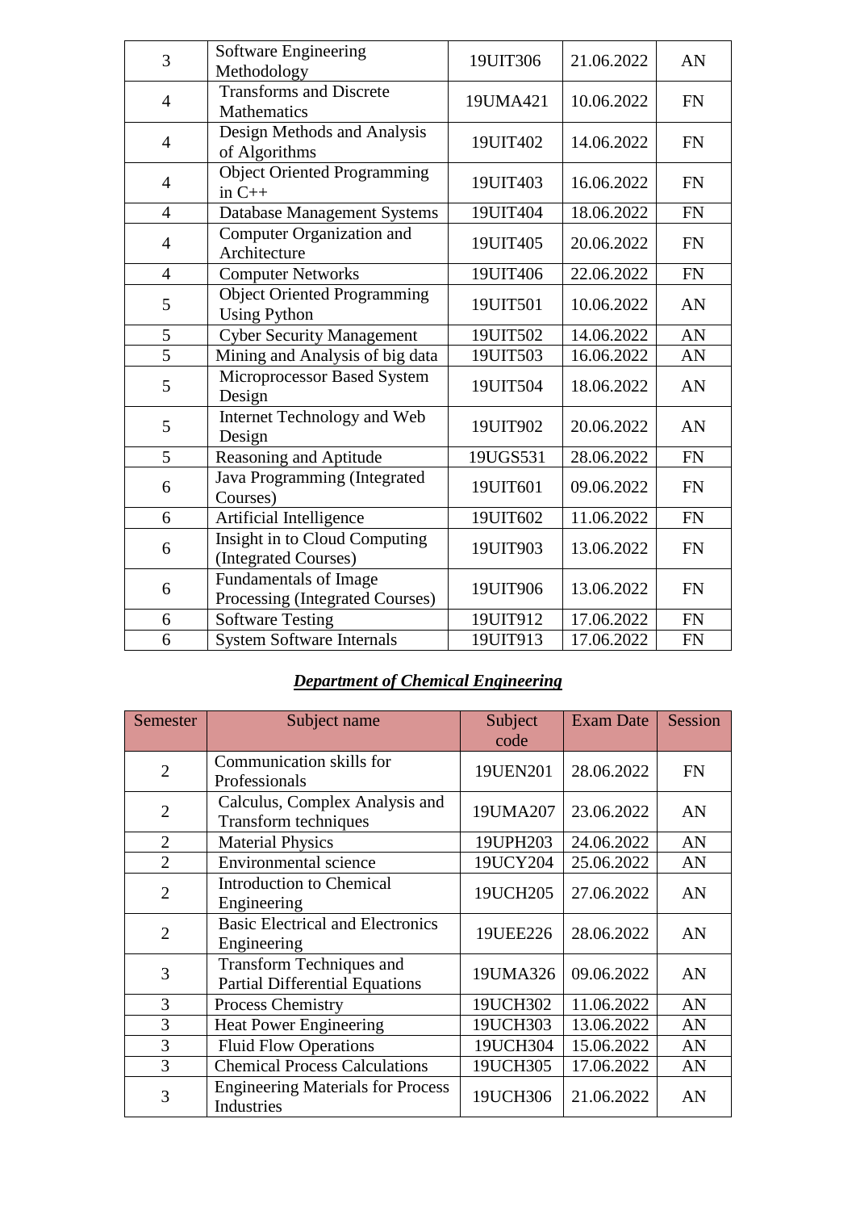| | | | | |
|---|---|---|---|---|
| 3 | Software Engineering Methodology | 19UIT306 | 21.06.2022 | AN |
| 4 | Transforms and Discrete Mathematics | 19UMA421 | 10.06.2022 | FN |
| 4 | Design Methods and Analysis of Algorithms | 19UIT402 | 14.06.2022 | FN |
| 4 | Object Oriented Programming in C++ | 19UIT403 | 16.06.2022 | FN |
| 4 | Database Management Systems | 19UIT404 | 18.06.2022 | FN |
| 4 | Computer Organization and Architecture | 19UIT405 | 20.06.2022 | FN |
| 4 | Computer Networks | 19UIT406 | 22.06.2022 | FN |
| 5 | Object Oriented Programming Using Python | 19UIT501 | 10.06.2022 | AN |
| 5 | Cyber Security Management | 19UIT502 | 14.06.2022 | AN |
| 5 | Mining and Analysis of big data | 19UIT503 | 16.06.2022 | AN |
| 5 | Microprocessor Based System Design | 19UIT504 | 18.06.2022 | AN |
| 5 | Internet Technology and Web Design | 19UIT902 | 20.06.2022 | AN |
| 5 | Reasoning and Aptitude | 19UGS531 | 28.06.2022 | FN |
| 6 | Java Programming (Integrated Courses) | 19UIT601 | 09.06.2022 | FN |
| 6 | Artificial Intelligence | 19UIT602 | 11.06.2022 | FN |
| 6 | Insight in to Cloud Computing (Integrated Courses) | 19UIT903 | 13.06.2022 | FN |
| 6 | Fundamentals of Image Processing (Integrated Courses) | 19UIT906 | 13.06.2022 | FN |
| 6 | Software Testing | 19UIT912 | 17.06.2022 | FN |
| 6 | System Software Internals | 19UIT913 | 17.06.2022 | FN |

## ***Department of Chemical Engineering***

| Semester | Subject name | Subject code | Exam Date | Session |
|---|---|---|---|---|
| 2 | Communication skills for Professionals | 19UEN201 | 28.06.2022 | FN |
| 2 | Calculus, Complex Analysis and Transform techniques | 19UMA207 | 23.06.2022 | AN |
| 2 | Material Physics | 19UPH203 | 24.06.2022 | AN |
| 2 | Environmental science | 19UCY204 | 25.06.2022 | AN |
| 2 | Introduction to Chemical Engineering | 19UCH205 | 27.06.2022 | AN |
| 2 | Basic Electrical and Electronics Engineering | 19UEE226 | 28.06.2022 | AN |
| 3 | Transform Techniques and Partial Differential Equations | 19UMA326 | 09.06.2022 | AN |
| 3 | Process Chemistry | 19UCH302 | 11.06.2022 | AN |
| 3 | Heat Power Engineering | 19UCH303 | 13.06.2022 | AN |
| 3 | Fluid Flow Operations | 19UCH304 | 15.06.2022 | AN |
| 3 | Chemical Process Calculations | 19UCH305 | 17.06.2022 | AN |
| 3 | Engineering Materials for Process Industries | 19UCH306 | 21.06.2022 | AN |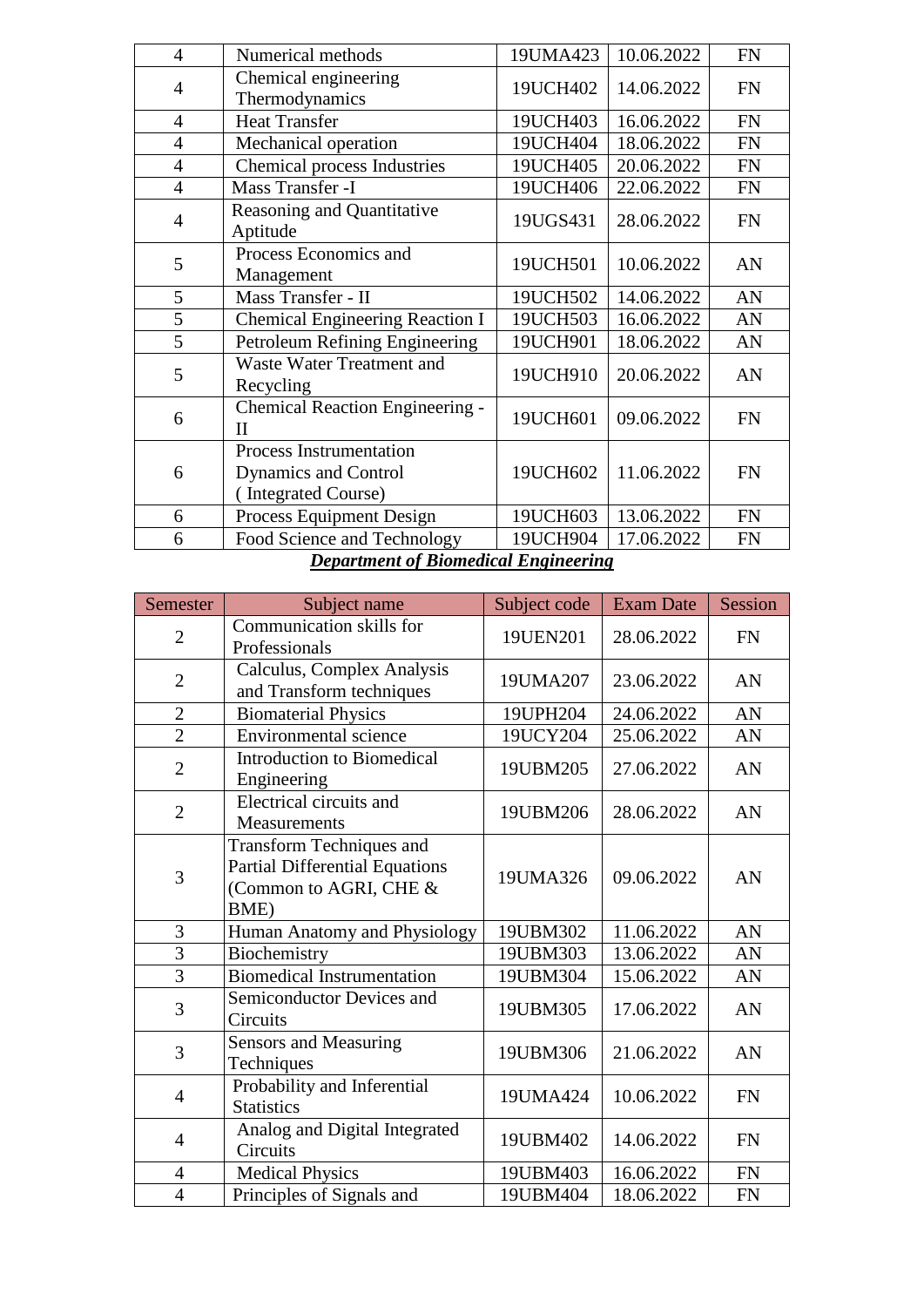| | | | | |
|---|---|---|---|---|
| 4 | Numerical methods | 19UMA423 | 10.06.2022 | FN |
| 4 | Chemical engineering Thermodynamics | 19UCH402 | 14.06.2022 | FN |
| 4 | Heat Transfer | 19UCH403 | 16.06.2022 | FN |
| 4 | Mechanical operation | 19UCH404 | 18.06.2022 | FN |
| 4 | Chemical process Industries | 19UCH405 | 20.06.2022 | FN |
| 4 | Mass Transfer -I | 19UCH406 | 22.06.2022 | FN |
| 4 | Reasoning and Quantitative Aptitude | 19UGS431 | 28.06.2022 | FN |
| 5 | Process Economics and Management | 19UCH501 | 10.06.2022 | AN |
| 5 | Mass Transfer - II | 19UCH502 | 14.06.2022 | AN |
| 5 | Chemical Engineering Reaction I | 19UCH503 | 16.06.2022 | AN |
| 5 | Petroleum Refining Engineering | 19UCH901 | 18.06.2022 | AN |
| 5 | Waste Water Treatment and Recycling | 19UCH910 | 20.06.2022 | AN |
| 6 | Chemical Reaction Engineering - II | 19UCH601 | 09.06.2022 | FN |
| 6 | Process Instrumentation Dynamics and Control ( Integrated Course) | 19UCH602 | 11.06.2022 | FN |
| 6 | Process Equipment Design | 19UCH603 | 13.06.2022 | FN |
| 6 | Food Science and Technology | 19UCH904 | 17.06.2022 | FN |

***Department of Biomedical Engineering***

| Semester | Subject name | Subject code | Exam Date | Session |
|---|---|---|---|---|
| 2 | Communication skills for Professionals | 19UEN201 | 28.06.2022 | FN |
| 2 | Calculus, Complex Analysis and Transform techniques | 19UMA207 | 23.06.2022 | AN |
| 2 | Biomaterial Physics | 19UPH204 | 24.06.2022 | AN |
| 2 | Environmental science | 19UCY204 | 25.06.2022 | AN |
| 2 | Introduction to Biomedical Engineering | 19UBM205 | 27.06.2022 | AN |
| 2 | Electrical circuits and Measurements | 19UBM206 | 28.06.2022 | AN |
| 3 | Transform Techniques and Partial Differential Equations (Common to AGRI, CHE & BME) | 19UMA326 | 09.06.2022 | AN |
| 3 | Human Anatomy and Physiology | 19UBM302 | 11.06.2022 | AN |
| 3 | Biochemistry | 19UBM303 | 13.06.2022 | AN |
| 3 | Biomedical Instrumentation | 19UBM304 | 15.06.2022 | AN |
| 3 | Semiconductor Devices and Circuits | 19UBM305 | 17.06.2022 | AN |
| 3 | Sensors and Measuring Techniques | 19UBM306 | 21.06.2022 | AN |
| 4 | Probability and Inferential Statistics | 19UMA424 | 10.06.2022 | FN |
| 4 | Analog and Digital Integrated Circuits | 19UBM402 | 14.06.2022 | FN |
| 4 | Medical Physics | 19UBM403 | 16.06.2022 | FN |
| 4 | Principles of Signals and | 19UBM404 | 18.06.2022 | FN |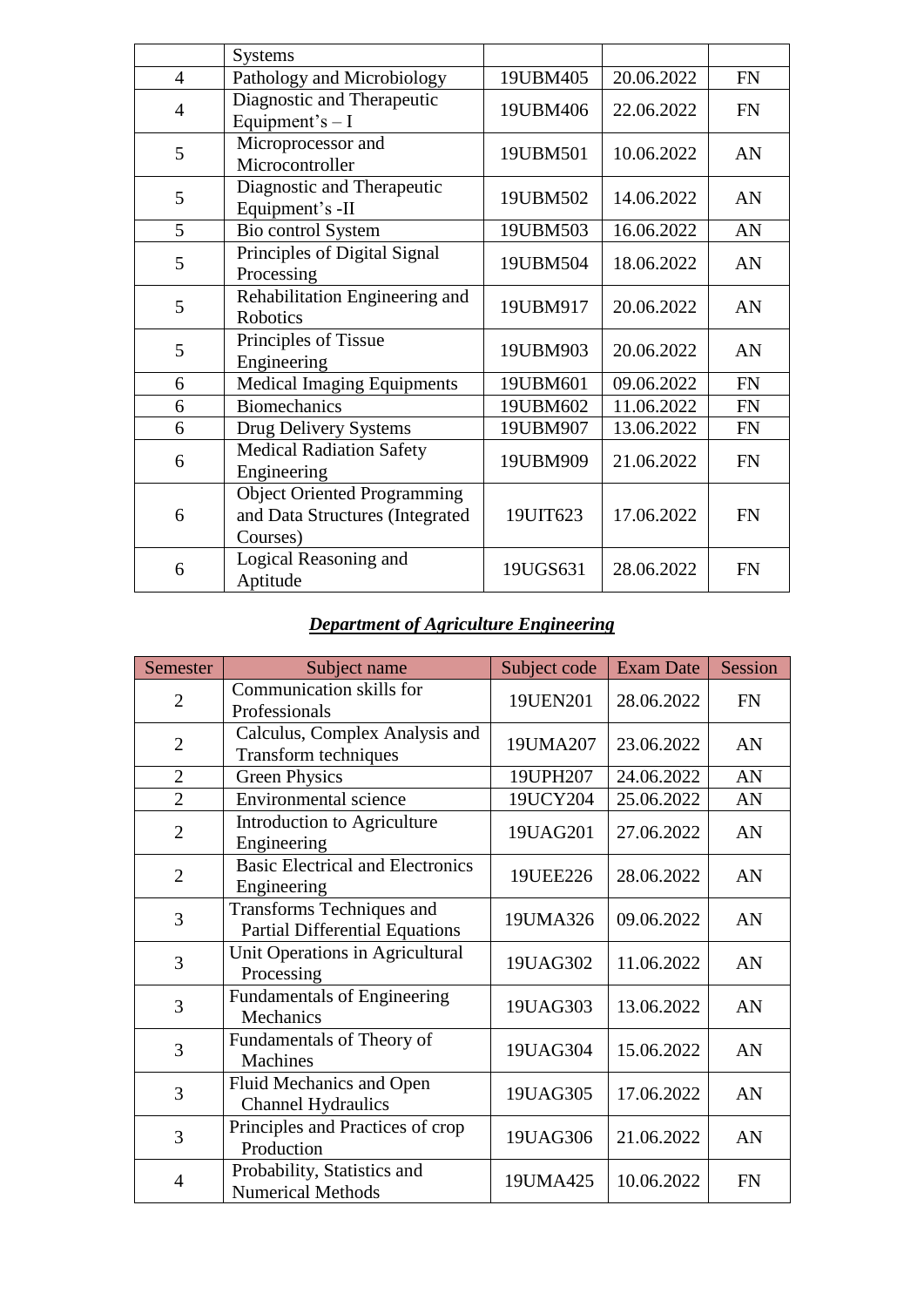| | Systems | | | |
|---|---|---|---|---|
| 4 | Pathology and Microbiology | 19UBM405 | 20.06.2022 | FN |
| 4 | Diagnostic and Therapeutic Equipment's – I | 19UBM406 | 22.06.2022 | FN |
| 5 | Microprocessor and Microcontroller | 19UBM501 | 10.06.2022 | AN |
| 5 | Diagnostic and Therapeutic Equipment's -II | 19UBM502 | 14.06.2022 | AN |
| 5 | Bio control System | 19UBM503 | 16.06.2022 | AN |
| 5 | Principles of Digital Signal Processing | 19UBM504 | 18.06.2022 | AN |
| 5 | Rehabilitation Engineering and Robotics | 19UBM917 | 20.06.2022 | AN |
| 5 | Principles of Tissue Engineering | 19UBM903 | 20.06.2022 | AN |
| 6 | Medical Imaging Equipments | 19UBM601 | 09.06.2022 | FN |
| 6 | Biomechanics | 19UBM602 | 11.06.2022 | FN |
| 6 | Drug Delivery Systems | 19UBM907 | 13.06.2022 | FN |
| 6 | Medical Radiation Safety Engineering | 19UBM909 | 21.06.2022 | FN |
| 6 | Object Oriented Programming and Data Structures (Integrated Courses) | 19UIT623 | 17.06.2022 | FN |
| 6 | Logical Reasoning and Aptitude | 19UGS631 | 28.06.2022 | FN |

## ***Department of Agriculture Engineering***

| Semester | Subject name | Subject code | Exam Date | Session |
|---|---|---|---|---|
| 2 | Communication skills for Professionals | 19UEN201 | 28.06.2022 | FN |
| 2 | Calculus, Complex Analysis and Transform techniques | 19UMA207 | 23.06.2022 | AN |
| 2 | Green Physics | 19UPH207 | 24.06.2022 | AN |
| 2 | Environmental science | 19UCY204 | 25.06.2022 | AN |
| 2 | Introduction to Agriculture Engineering | 19UAG201 | 27.06.2022 | AN |
| 2 | Basic Electrical and Electronics Engineering | 19UEE226 | 28.06.2022 | AN |
| 3 | Transforms Techniques and Partial Differential Equations | 19UMA326 | 09.06.2022 | AN |
| 3 | Unit Operations in Agricultural Processing | 19UAG302 | 11.06.2022 | AN |
| 3 | Fundamentals of Engineering Mechanics | 19UAG303 | 13.06.2022 | AN |
| 3 | Fundamentals of Theory of Machines | 19UAG304 | 15.06.2022 | AN |
| 3 | Fluid Mechanics and Open Channel Hydraulics | 19UAG305 | 17.06.2022 | AN |
| 3 | Principles and Practices of crop Production | 19UAG306 | 21.06.2022 | AN |
| 4 | Probability, Statistics and Numerical Methods | 19UMA425 | 10.06.2022 | FN |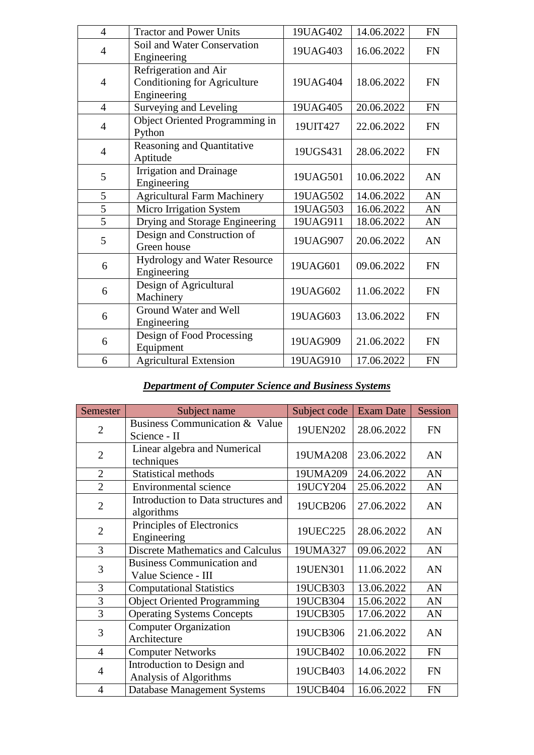| | | | | |
|---|---|---|---|---|
| 4 | Tractor and Power Units | 19UAG402 | 14.06.2022 | FN |
| 4 | Soil and Water Conservation Engineering | 19UAG403 | 16.06.2022 | FN |
| 4 | Refrigeration and Air Conditioning for Agriculture Engineering | 19UAG404 | 18.06.2022 | FN |
| 4 | Surveying and Leveling | 19UAG405 | 20.06.2022 | FN |
| 4 | Object Oriented Programming in Python | 19UIT427 | 22.06.2022 | FN |
| 4 | Reasoning and Quantitative Aptitude | 19UGS431 | 28.06.2022 | FN |
| 5 | Irrigation and Drainage Engineering | 19UAG501 | 10.06.2022 | AN |
| 5 | Agricultural Farm Machinery | 19UAG502 | 14.06.2022 | AN |
| 5 | Micro Irrigation System | 19UAG503 | 16.06.2022 | AN |
| 5 | Drying and Storage Engineering | 19UAG911 | 18.06.2022 | AN |
| 5 | Design and Construction of Green house | 19UAG907 | 20.06.2022 | AN |
| 6 | Hydrology and Water Resource Engineering | 19UAG601 | 09.06.2022 | FN |
| 6 | Design of Agricultural Machinery | 19UAG602 | 11.06.2022 | FN |
| 6 | Ground Water and Well Engineering | 19UAG603 | 13.06.2022 | FN |
| 6 | Design of Food Processing Equipment | 19UAG909 | 21.06.2022 | FN |
| 6 | Agricultural Extension | 19UAG910 | 17.06.2022 | FN |

***Department of Computer Science and Business Systems***

| Semester | Subject name | Subject code | Exam Date | Session |
|---|---|---|---|---|
| 2 | Business Communication & Value Science - II | 19UEN202 | 28.06.2022 | FN |
| 2 | Linear algebra and Numerical techniques | 19UMA208 | 23.06.2022 | AN |
| 2 | Statistical methods | 19UMA209 | 24.06.2022 | AN |
| 2 | Environmental science | 19UCY204 | 25.06.2022 | AN |
| 2 | Introduction to Data structures and algorithms | 19UCB206 | 27.06.2022 | AN |
| 2 | Principles of Electronics Engineering | 19UEC225 | 28.06.2022 | AN |
| 3 | Discrete Mathematics and Calculus | 19UMA327 | 09.06.2022 | AN |
| 3 | Business Communication and Value Science - III | 19UEN301 | 11.06.2022 | AN |
| 3 | Computational Statistics | 19UCB303 | 13.06.2022 | AN |
| 3 | Object Oriented Programming | 19UCB304 | 15.06.2022 | AN |
| 3 | Operating Systems Concepts | 19UCB305 | 17.06.2022 | AN |
| 3 | Computer Organization Architecture | 19UCB306 | 21.06.2022 | AN |
| 4 | Computer Networks | 19UCB402 | 10.06.2022 | FN |
| 4 | Introduction to Design and Analysis of Algorithms | 19UCB403 | 14.06.2022 | FN |
| 4 | Database Management Systems | 19UCB404 | 16.06.2022 | FN |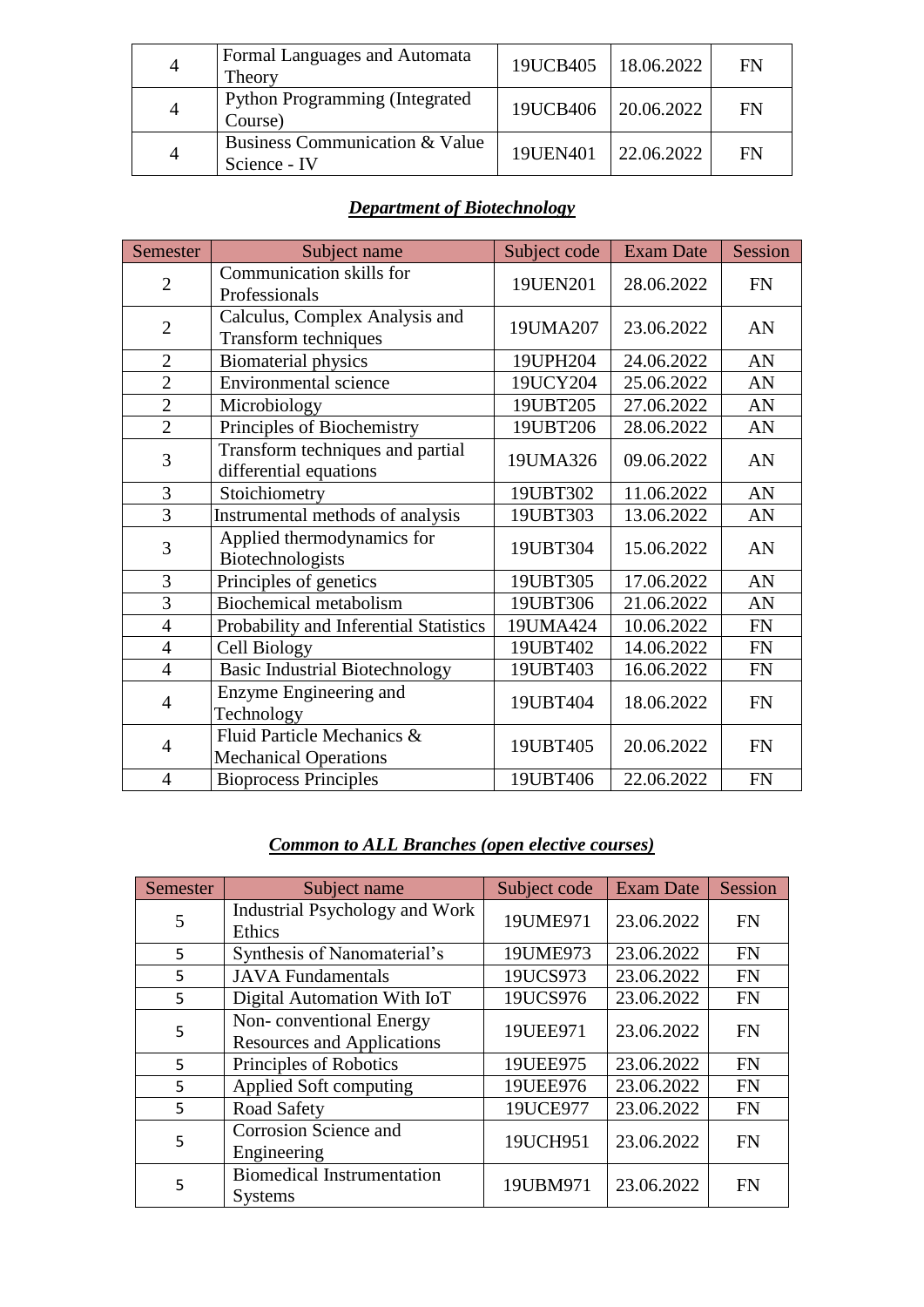| | | | | |
|---|---|---|---|---|
| 4 | Formal Languages and Automata Theory | 19UCB405 | 18.06.2022 | FN |
| 4 | Python Programming (Integrated Course) | 19UCB406 | 20.06.2022 | FN |
| 4 | Business Communication & Value Science - IV | 19UEN401 | 22.06.2022 | FN |

## ***Department of Biotechnology***

| Semester | Subject name | Subject code | Exam Date | Session |
|---|---|---|---|---|
| 2 | Communication skills for Professionals | 19UEN201 | 28.06.2022 | FN |
| 2 | Calculus, Complex Analysis and Transform techniques | 19UMA207 | 23.06.2022 | AN |
| 2 | Biomaterial physics | 19UPH204 | 24.06.2022 | AN |
| 2 | Environmental science | 19UCY204 | 25.06.2022 | AN |
| 2 | Microbiology | 19UBT205 | 27.06.2022 | AN |
| 2 | Principles of Biochemistry | 19UBT206 | 28.06.2022 | AN |
| 3 | Transform techniques and partial differential equations | 19UMA326 | 09.06.2022 | AN |
| 3 | Stoichiometry | 19UBT302 | 11.06.2022 | AN |
| 3 | Instrumental methods of analysis | 19UBT303 | 13.06.2022 | AN |
| 3 | Applied thermodynamics for Biotechnologists | 19UBT304 | 15.06.2022 | AN |
| 3 | Principles of genetics | 19UBT305 | 17.06.2022 | AN |
| 3 | Biochemical metabolism | 19UBT306 | 21.06.2022 | AN |
| 4 | Probability and Inferential Statistics | 19UMA424 | 10.06.2022 | FN |
| 4 | Cell Biology | 19UBT402 | 14.06.2022 | FN |
| 4 | Basic Industrial Biotechnology | 19UBT403 | 16.06.2022 | FN |
| 4 | Enzyme Engineering and Technology | 19UBT404 | 18.06.2022 | FN |
| 4 | Fluid Particle Mechanics & Mechanical Operations | 19UBT405 | 20.06.2022 | FN |
| 4 | Bioprocess Principles | 19UBT406 | 22.06.2022 | FN |

## ***Common to ALL Branches (open elective courses)***

| Semester | Subject name | Subject code | Exam Date | Session |
|---|---|---|---|---|
| 5 | Industrial Psychology and Work Ethics | 19UME971 | 23.06.2022 | FN |
| 5 | Synthesis of Nanomaterial's | 19UME973 | 23.06.2022 | FN |
| 5 | JAVA Fundamentals | 19UCS973 | 23.06.2022 | FN |
| 5 | Digital Automation With IoT | 19UCS976 | 23.06.2022 | FN |
| 5 | Non- conventional Energy Resources and Applications | 19UEE971 | 23.06.2022 | FN |
| 5 | Principles of Robotics | 19UEE975 | 23.06.2022 | FN |
| 5 | Applied Soft computing | 19UEE976 | 23.06.2022 | FN |
| 5 | Road Safety | 19UCE977 | 23.06.2022 | FN |
| 5 | Corrosion Science and Engineering | 19UCH951 | 23.06.2022 | FN |
| 5 | Biomedical Instrumentation Systems | 19UBM971 | 23.06.2022 | FN |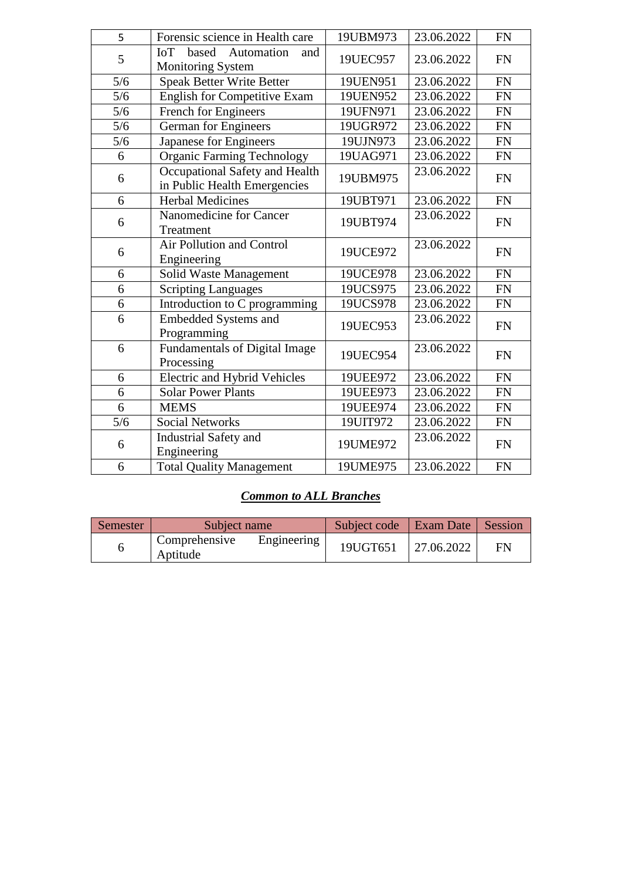| | | | | |
|---|---|---|---|---|
| 5 | Forensic science in Health care | 19UBM973 | 23.06.2022 | FN |
| 5 | IoT based Automation and Monitoring System | 19UEC957 | 23.06.2022 | FN |
| 5/6 | Speak Better Write Better | 19UEN951 | 23.06.2022 | FN |
| 5/6 | English for Competitive Exam | 19UEN952 | 23.06.2022 | FN |
| 5/6 | French for Engineers | 19UFN971 | 23.06.2022 | FN |
| 5/6 | German for Engineers | 19UGR972 | 23.06.2022 | FN |
| 5/6 | Japanese for Engineers | 19UJN973 | 23.06.2022 | FN |
| 6 | Organic Farming Technology | 19UAG971 | 23.06.2022 | FN |
| 6 | Occupational Safety and Health in Public Health Emergencies | 19UBM975 | 23.06.2022 | FN |
| 6 | Herbal Medicines | 19UBT971 | 23.06.2022 | FN |
| 6 | Nanomedicine for Cancer Treatment | 19UBT974 | 23.06.2022 | FN |
| 6 | Air Pollution and Control Engineering | 19UCE972 | 23.06.2022 | FN |
| 6 | Solid Waste Management | 19UCE978 | 23.06.2022 | FN |
| 6 | Scripting Languages | 19UCS975 | 23.06.2022 | FN |
| 6 | Introduction to C programming | 19UCS978 | 23.06.2022 | FN |
| 6 | Embedded Systems and Programming | 19UEC953 | 23.06.2022 | FN |
| 6 | Fundamentals of Digital Image Processing | 19UEC954 | 23.06.2022 | FN |
| 6 | Electric and Hybrid Vehicles | 19UEE972 | 23.06.2022 | FN |
| 6 | Solar Power Plants | 19UEE973 | 23.06.2022 | FN |
| 6 | MEMS | 19UEE974 | 23.06.2022 | FN |
| 5/6 | Social Networks | 19UIT972 | 23.06.2022 | FN |
| 6 | Industrial Safety and Engineering | 19UME972 | 23.06.2022 | FN |
| 6 | Total Quality Management | 19UME975 | 23.06.2022 | FN |

***Common to ALL Branches***

| Semester | Subject name | Subject code | Exam Date | Session |
|---|---|---|---|---|
| 6 | Comprehensive Engineering Aptitude | 19UGT651 | 27.06.2022 | FN |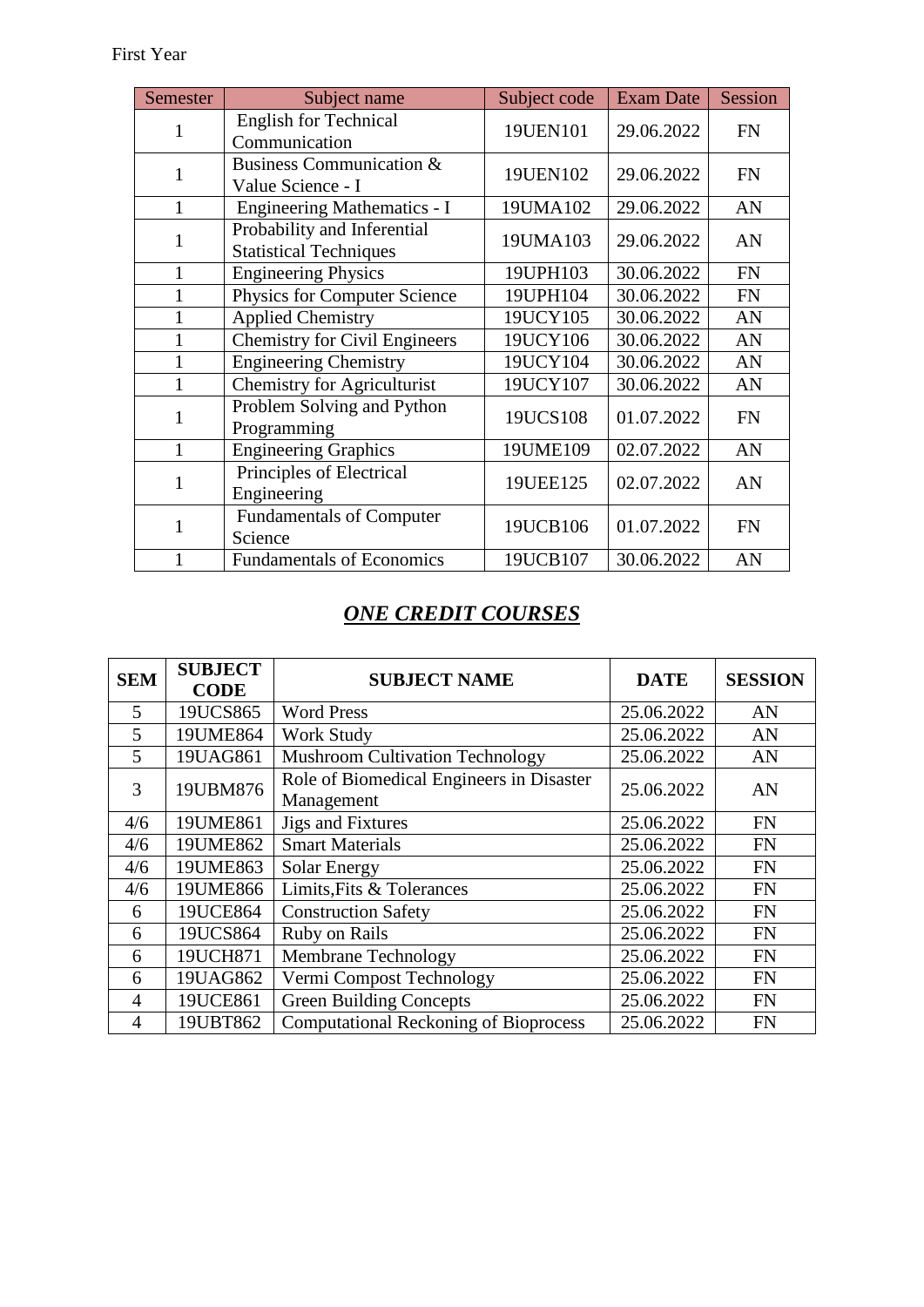First Year

| Semester | Subject name | Subject code | Exam Date | Session |
|---|---|---|---|---|
| 1 | English for Technical Communication | 19UEN101 | 29.06.2022 | FN |
| 1 | Business Communication & Value Science - I | 19UEN102 | 29.06.2022 | FN |
| 1 | Engineering Mathematics - I | 19UMA102 | 29.06.2022 | AN |
| 1 | Probability and Inferential Statistical Techniques | 19UMA103 | 29.06.2022 | AN |
| 1 | Engineering Physics | 19UPH103 | 30.06.2022 | FN |
| 1 | Physics for Computer Science | 19UPH104 | 30.06.2022 | FN |
| 1 | Applied Chemistry | 19UCY105 | 30.06.2022 | AN |
| 1 | Chemistry for Civil Engineers | 19UCY106 | 30.06.2022 | AN |
| 1 | Engineering Chemistry | 19UCY104 | 30.06.2022 | AN |
| 1 | Chemistry for Agriculturist | 19UCY107 | 30.06.2022 | AN |
| 1 | Problem Solving and Python Programming | 19UCS108 | 01.07.2022 | FN |
| 1 | Engineering Graphics | 19UME109 | 02.07.2022 | AN |
| 1 | Principles of Electrical Engineering | 19UEE125 | 02.07.2022 | AN |
| 1 | Fundamentals of Computer Science | 19UCB106 | 01.07.2022 | FN |
| 1 | Fundamentals of Economics | 19UCB107 | 30.06.2022 | AN |

## ***ONE CREDIT COURSES***

| SEM | SUBJECT CODE | SUBJECT NAME | DATE | SESSION |
|---|---|---|---|---|
| 5 | 19UCS865 | Word Press | 25.06.2022 | AN |
| 5 | 19UME864 | Work Study | 25.06.2022 | AN |
| 5 | 19UAG861 | Mushroom Cultivation Technology | 25.06.2022 | AN |
| 3 | 19UBM876 | Role of Biomedical Engineers in Disaster Management | 25.06.2022 | AN |
| 4/6 | 19UME861 | Jigs and Fixtures | 25.06.2022 | FN |
| 4/6 | 19UME862 | Smart Materials | 25.06.2022 | FN |
| 4/6 | 19UME863 | Solar Energy | 25.06.2022 | FN |
| 4/6 | 19UME866 | Limits,Fits & Tolerances | 25.06.2022 | FN |
| 6 | 19UCE864 | Construction Safety | 25.06.2022 | FN |
| 6 | 19UCS864 | Ruby on Rails | 25.06.2022 | FN |
| 6 | 19UCH871 | Membrane Technology | 25.06.2022 | FN |
| 6 | 19UAG862 | Vermi Compost Technology | 25.06.2022 | FN |
| 4 | 19UCE861 | Green Building Concepts | 25.06.2022 | FN |
| 4 | 19UBT862 | Computational Reckoning of Bioprocess | 25.06.2022 | FN |